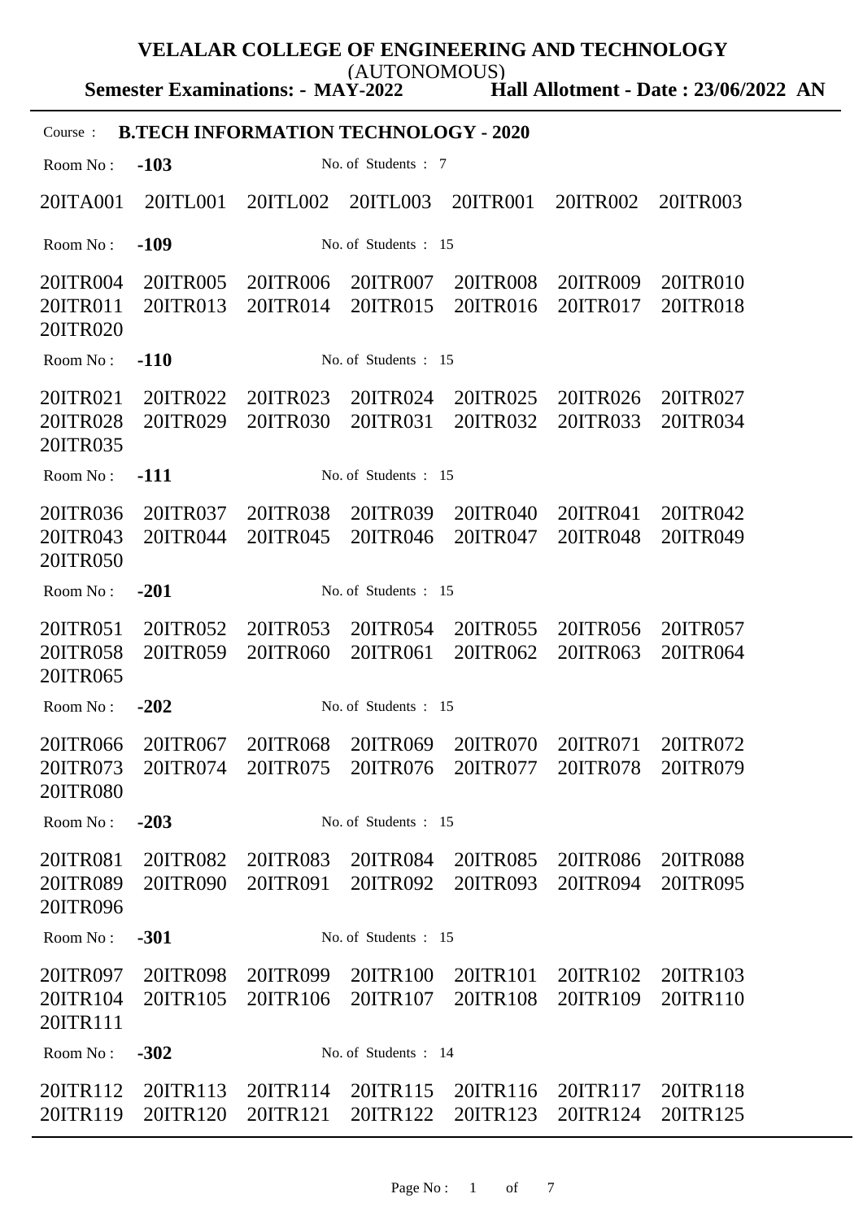# VELALAR COLLEGE OF ENGINEERING AND TECHNOLOGY

(AUTONOMOUS)

**Semester Examinations: - MAY-2022** **Hall Allotment - Date : 23/06/2022 AN**

Course : **B.TECH INFORMATION TECHNOLOGY - 2020**

Room No : **-103** No. of Students : 7

20ITA001 20ITL001 20ITL002 20ITL003 20ITR001 20ITR002 20ITR003

Room No : **-109** No. of Students : 15

20ITR004 20ITR005 20ITR006 20ITR007 20ITR008 20ITR009 20ITR010
20ITR011 20ITR013 20ITR014 20ITR015 20ITR016 20ITR017 20ITR018
20ITR020

Room No : **-110** No. of Students : 15

20ITR021 20ITR022 20ITR023 20ITR024 20ITR025 20ITR026 20ITR027
20ITR028 20ITR029 20ITR030 20ITR031 20ITR032 20ITR033 20ITR034
20ITR035

Room No : **-111** No. of Students : 15

20ITR036 20ITR037 20ITR038 20ITR039 20ITR040 20ITR041 20ITR042
20ITR043 20ITR044 20ITR045 20ITR046 20ITR047 20ITR048 20ITR049
20ITR050

Room No : **-201** No. of Students : 15

20ITR051 20ITR052 20ITR053 20ITR054 20ITR055 20ITR056 20ITR057
20ITR058 20ITR059 20ITR060 20ITR061 20ITR062 20ITR063 20ITR064
20ITR065

Room No : **-202** No. of Students : 15

20ITR066 20ITR067 20ITR068 20ITR069 20ITR070 20ITR071 20ITR072
20ITR073 20ITR074 20ITR075 20ITR076 20ITR077 20ITR078 20ITR079
20ITR080

Room No : **-203** No. of Students : 15

20ITR081 20ITR082 20ITR083 20ITR084 20ITR085 20ITR086 20ITR088
20ITR089 20ITR090 20ITR091 20ITR092 20ITR093 20ITR094 20ITR095
20ITR096

Room No : **-301** No. of Students : 15

20ITR097 20ITR098 20ITR099 20ITR100 20ITR101 20ITR102 20ITR103
20ITR104 20ITR105 20ITR106 20ITR107 20ITR108 20ITR109 20ITR110
20ITR111

Room No : **-302** No. of Students : 14

20ITR112 20ITR113 20ITR114 20ITR115 20ITR116 20ITR117 20ITR118
20ITR119 20ITR120 20ITR121 20ITR122 20ITR123 20ITR124 20ITR125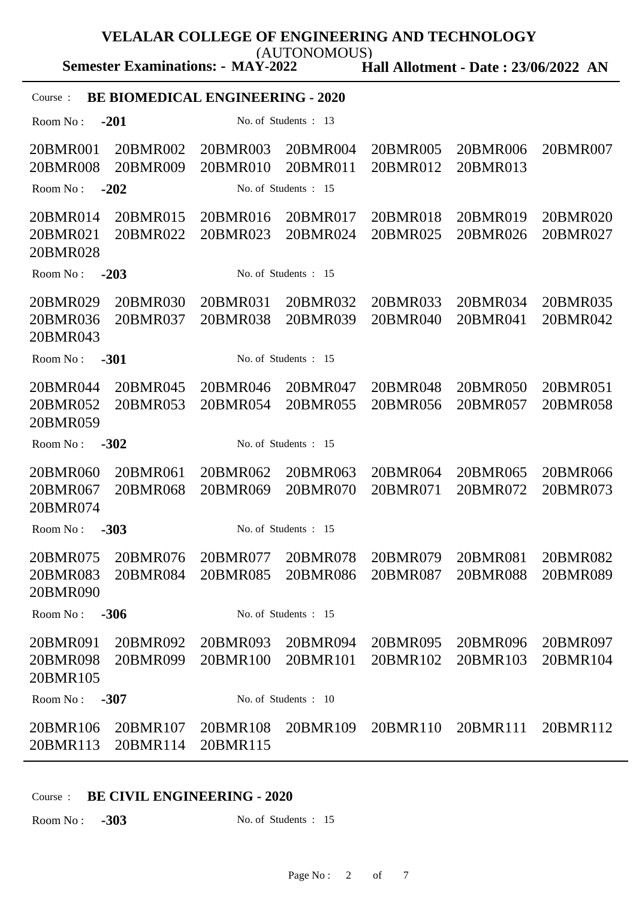**VELALAR COLLEGE OF ENGINEERING AND TECHNOLOGY**

(AUTONOMOUS)

**Semester Examinations: - MAY-2022** **Hall Allotment - Date : 23/06/2022 AN**

Course : **BE BIOMEDICAL ENGINEERING - 2020**

Room No : **-201** No. of Students : 13

20BMR001 20BMR002 20BMR003 20BMR004 20BMR005 20BMR006 20BMR007
20BMR008 20BMR009 20BMR010 20BMR011 20BMR012 20BMR013

Room No : **-202** No. of Students : 15

20BMR014 20BMR015 20BMR016 20BMR017 20BMR018 20BMR019 20BMR020
20BMR021 20BMR022 20BMR023 20BMR024 20BMR025 20BMR026 20BMR027
20BMR028

Room No : **-203** No. of Students : 15

20BMR029 20BMR030 20BMR031 20BMR032 20BMR033 20BMR034 20BMR035
20BMR036 20BMR037 20BMR038 20BMR039 20BMR040 20BMR041 20BMR042
20BMR043

Room No : **-301** No. of Students : 15

20BMR044 20BMR045 20BMR046 20BMR047 20BMR048 20BMR050 20BMR051
20BMR052 20BMR053 20BMR054 20BMR055 20BMR056 20BMR057 20BMR058
20BMR059

Room No : **-302** No. of Students : 15

20BMR060 20BMR061 20BMR062 20BMR063 20BMR064 20BMR065 20BMR066
20BMR067 20BMR068 20BMR069 20BMR070 20BMR071 20BMR072 20BMR073
20BMR074

Room No : **-303** No. of Students : 15

20BMR075 20BMR076 20BMR077 20BMR078 20BMR079 20BMR081 20BMR082
20BMR083 20BMR084 20BMR085 20BMR086 20BMR087 20BMR088 20BMR089
20BMR090

Room No : **-306** No. of Students : 15

20BMR091 20BMR092 20BMR093 20BMR094 20BMR095 20BMR096 20BMR097
20BMR098 20BMR099 20BMR100 20BMR101 20BMR102 20BMR103 20BMR104
20BMR105

Room No : **-307** No. of Students : 10

20BMR106 20BMR107 20BMR108 20BMR109 20BMR110 20BMR111 20BMR112
20BMR113 20BMR114 20BMR115

Course : **BE CIVIL ENGINEERING - 2020**

Room No : **-303** No. of Students : 15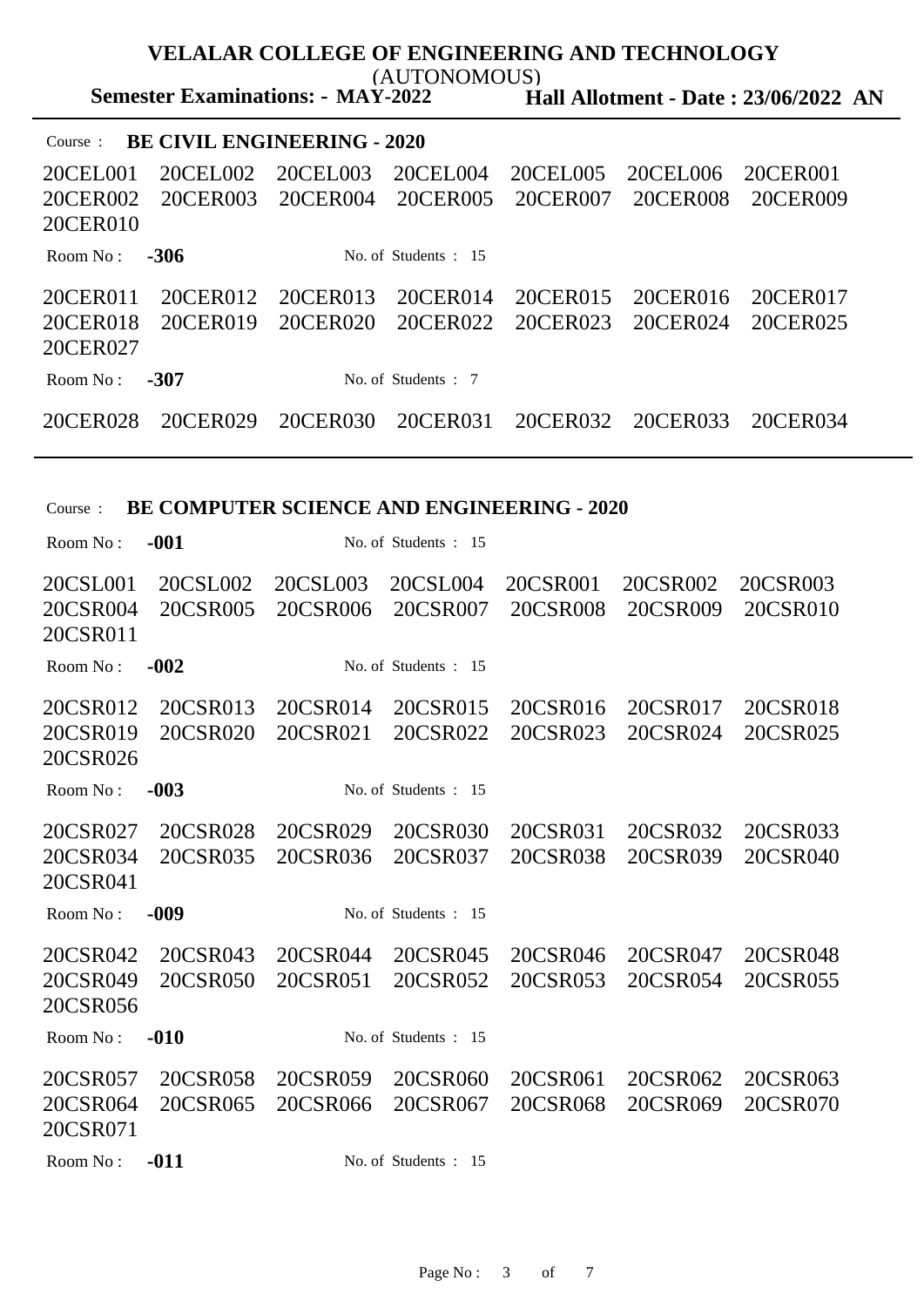# VELALAR COLLEGE OF ENGINEERING AND TECHNOLOGY

(AUTONOMOUS)

**Semester Examinations: - MAY-2022** **Hall Allotment - Date : 23/06/2022 AN**

Course : **BE CIVIL ENGINEERING - 2020**

20CEL001 20CEL002 20CEL003 20CEL004 20CEL005 20CEL006 20CER001
20CER002 20CER003 20CER004 20CER005 20CER007 20CER008 20CER009
20CER010

Room No : **-306** No. of Students : 15

20CER011 20CER012 20CER013 20CER014 20CER015 20CER016 20CER017
20CER018 20CER019 20CER020 20CER022 20CER023 20CER024 20CER025
20CER027

Room No : **-307** No. of Students : 7

20CER028 20CER029 20CER030 20CER031 20CER032 20CER033 20CER034

---

Course : **BE COMPUTER SCIENCE AND ENGINEERING - 2020**

Room No : **-001** No. of Students : 15

20CSL001 20CSL002 20CSL003 20CSL004 20CSR001 20CSR002 20CSR003
20CSR004 20CSR005 20CSR006 20CSR007 20CSR008 20CSR009 20CSR010
20CSR011

Room No : **-002** No. of Students : 15

20CSR012 20CSR013 20CSR014 20CSR015 20CSR016 20CSR017 20CSR018
20CSR019 20CSR020 20CSR021 20CSR022 20CSR023 20CSR024 20CSR025
20CSR026

Room No : **-003** No. of Students : 15

20CSR027 20CSR028 20CSR029 20CSR030 20CSR031 20CSR032 20CSR033
20CSR034 20CSR035 20CSR036 20CSR037 20CSR038 20CSR039 20CSR040
20CSR041

Room No : **-009** No. of Students : 15

20CSR042 20CSR043 20CSR044 20CSR045 20CSR046 20CSR047 20CSR048
20CSR049 20CSR050 20CSR051 20CSR052 20CSR053 20CSR054 20CSR055
20CSR056

Room No : **-010** No. of Students : 15

20CSR057 20CSR058 20CSR059 20CSR060 20CSR061 20CSR062 20CSR063
20CSR064 20CSR065 20CSR066 20CSR067 20CSR068 20CSR069 20CSR070
20CSR071

Room No : **-011** No. of Students : 15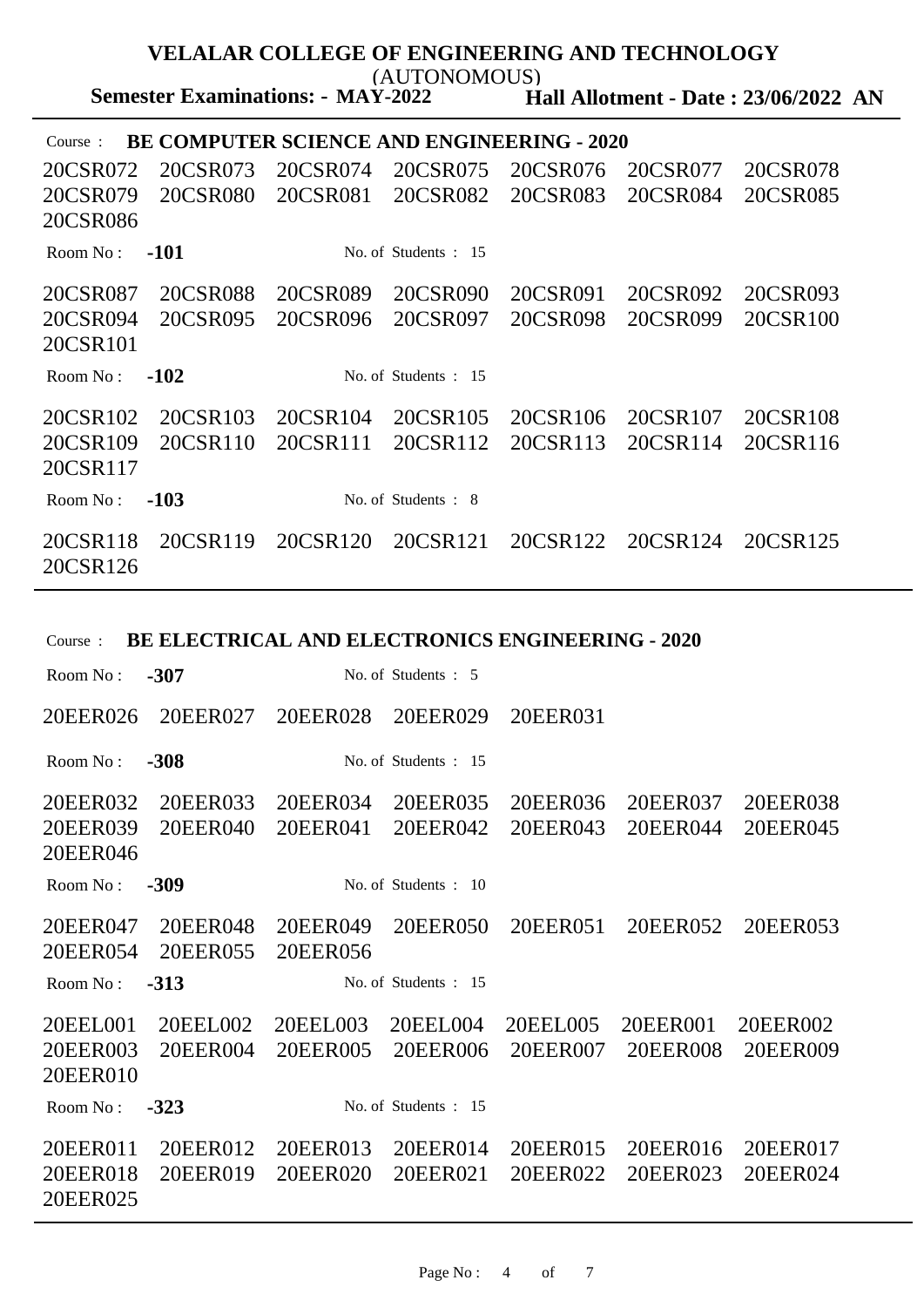**VELALAR COLLEGE OF ENGINEERING AND TECHNOLOGY**
(AUTONOMOUS)

**Semester Examinations: - MAY-2022** **Hall Allotment - Date : 23/06/2022 AN**

---

Course : **BE COMPUTER SCIENCE AND ENGINEERING - 2020**

20CSR072 20CSR073 20CSR074 20CSR075 20CSR076 20CSR077 20CSR078
20CSR079 20CSR080 20CSR081 20CSR082 20CSR083 20CSR084 20CSR085
20CSR086

Room No : **-101** No. of Students : 15

20CSR087 20CSR088 20CSR089 20CSR090 20CSR091 20CSR092 20CSR093
20CSR094 20CSR095 20CSR096 20CSR097 20CSR098 20CSR099 20CSR100
20CSR101

Room No : **-102** No. of Students : 15

20CSR102 20CSR103 20CSR104 20CSR105 20CSR106 20CSR107 20CSR108
20CSR109 20CSR110 20CSR111 20CSR112 20CSR113 20CSR114 20CSR116
20CSR117

Room No : **-103** No. of Students : 8

20CSR118 20CSR119 20CSR120 20CSR121 20CSR122 20CSR124 20CSR125
20CSR126

---

Course : **BE ELECTRICAL AND ELECTRONICS ENGINEERING - 2020**

Room No : **-307** No. of Students : 5

20EER026 20EER027 20EER028 20EER029 20EER031

Room No : **-308** No. of Students : 15

20EER032 20EER033 20EER034 20EER035 20EER036 20EER037 20EER038
20EER039 20EER040 20EER041 20EER042 20EER043 20EER044 20EER045
20EER046

Room No : **-309** No. of Students : 10

20EER047 20EER048 20EER049 20EER050 20EER051 20EER052 20EER053
20EER054 20EER055 20EER056

Room No : **-313** No. of Students : 15

20EEL001 20EEL002 20EEL003 20EEL004 20EEL005 20EER001 20EER002
20EER003 20EER004 20EER005 20EER006 20EER007 20EER008 20EER009
20EER010

Room No : **-323** No. of Students : 15

20EER011 20EER012 20EER013 20EER014 20EER015 20EER016 20EER017
20EER018 20EER019 20EER020 20EER021 20EER022 20EER023 20EER024
20EER025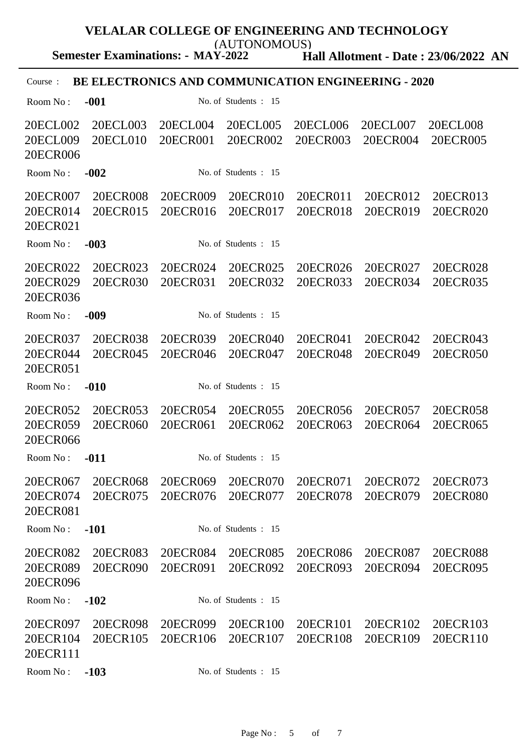**VELALAR COLLEGE OF ENGINEERING AND TECHNOLOGY**

(AUTONOMOUS)

**Semester Examinations: - MAY-2022** **Hall Allotment - Date : 23/06/2022 AN**

Course : **BE ELECTRONICS AND COMMUNICATION ENGINEERING - 2020**

Room No : **-001** No. of Students : 15

20ECL002 20ECL003 20ECL004 20ECL005 20ECL006 20ECL007 20ECL008
20ECL009 20ECL010 20ECR001 20ECR002 20ECR003 20ECR004 20ECR005
20ECR006

Room No : **-002** No. of Students : 15

20ECR007 20ECR008 20ECR009 20ECR010 20ECR011 20ECR012 20ECR013
20ECR014 20ECR015 20ECR016 20ECR017 20ECR018 20ECR019 20ECR020
20ECR021

Room No : **-003** No. of Students : 15

20ECR022 20ECR023 20ECR024 20ECR025 20ECR026 20ECR027 20ECR028
20ECR029 20ECR030 20ECR031 20ECR032 20ECR033 20ECR034 20ECR035
20ECR036

Room No : **-009** No. of Students : 15

20ECR037 20ECR038 20ECR039 20ECR040 20ECR041 20ECR042 20ECR043
20ECR044 20ECR045 20ECR046 20ECR047 20ECR048 20ECR049 20ECR050
20ECR051

Room No : **-010** No. of Students : 15

20ECR052 20ECR053 20ECR054 20ECR055 20ECR056 20ECR057 20ECR058
20ECR059 20ECR060 20ECR061 20ECR062 20ECR063 20ECR064 20ECR065
20ECR066

Room No : **-011** No. of Students : 15

20ECR067 20ECR068 20ECR069 20ECR070 20ECR071 20ECR072 20ECR073
20ECR074 20ECR075 20ECR076 20ECR077 20ECR078 20ECR079 20ECR080
20ECR081

Room No : **-101** No. of Students : 15

20ECR082 20ECR083 20ECR084 20ECR085 20ECR086 20ECR087 20ECR088
20ECR089 20ECR090 20ECR091 20ECR092 20ECR093 20ECR094 20ECR095
20ECR096

Room No : **-102** No. of Students : 15

20ECR097 20ECR098 20ECR099 20ECR100 20ECR101 20ECR102 20ECR103
20ECR104 20ECR105 20ECR106 20ECR107 20ECR108 20ECR109 20ECR110
20ECR111

Room No : **-103** No. of Students : 15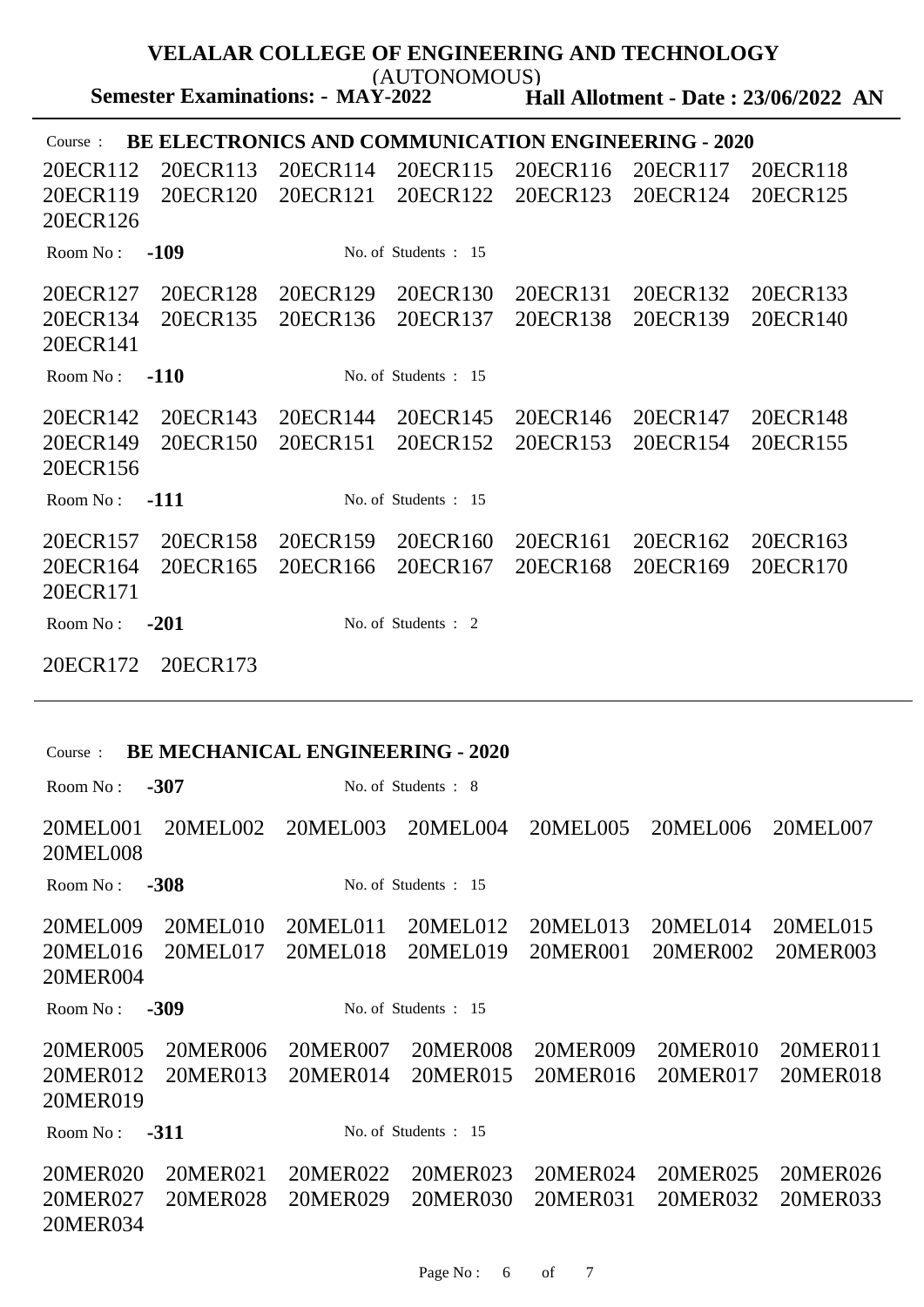**VELALAR COLLEGE OF ENGINEERING AND TECHNOLOGY**
(AUTONOMOUS)

**Semester Examinations: - MAY-2022** **Hall Allotment - Date : 23/06/2022 AN**

Course : **BE ELECTRONICS AND COMMUNICATION ENGINEERING - 2020**

20ECR112 20ECR113 20ECR114 20ECR115 20ECR116 20ECR117 20ECR118
20ECR119 20ECR120 20ECR121 20ECR122 20ECR123 20ECR124 20ECR125
20ECR126

Room No : **-109** No. of Students : 15

20ECR127 20ECR128 20ECR129 20ECR130 20ECR131 20ECR132 20ECR133
20ECR134 20ECR135 20ECR136 20ECR137 20ECR138 20ECR139 20ECR140
20ECR141

Room No : **-110** No. of Students : 15

20ECR142 20ECR143 20ECR144 20ECR145 20ECR146 20ECR147 20ECR148
20ECR149 20ECR150 20ECR151 20ECR152 20ECR153 20ECR154 20ECR155
20ECR156

Room No : **-111** No. of Students : 15

20ECR157 20ECR158 20ECR159 20ECR160 20ECR161 20ECR162 20ECR163
20ECR164 20ECR165 20ECR166 20ECR167 20ECR168 20ECR169 20ECR170
20ECR171

Room No : **-201** No. of Students : 2

20ECR172 20ECR173

---

Course : **BE MECHANICAL ENGINEERING - 2020**

Room No : **-307** No. of Students : 8

20MEL001 20MEL002 20MEL003 20MEL004 20MEL005 20MEL006 20MEL007
20MEL008

Room No : **-308** No. of Students : 15

20MEL009 20MEL010 20MEL011 20MEL012 20MEL013 20MEL014 20MEL015
20MEL016 20MEL017 20MEL018 20MEL019 20MER001 20MER002 20MER003
20MER004

Room No : **-309** No. of Students : 15

20MER005 20MER006 20MER007 20MER008 20MER009 20MER010 20MER011
20MER012 20MER013 20MER014 20MER015 20MER016 20MER017 20MER018
20MER019

Room No : **-311** No. of Students : 15

20MER020 20MER021 20MER022 20MER023 20MER024 20MER025 20MER026
20MER027 20MER028 20MER029 20MER030 20MER031 20MER032 20MER033
20MER034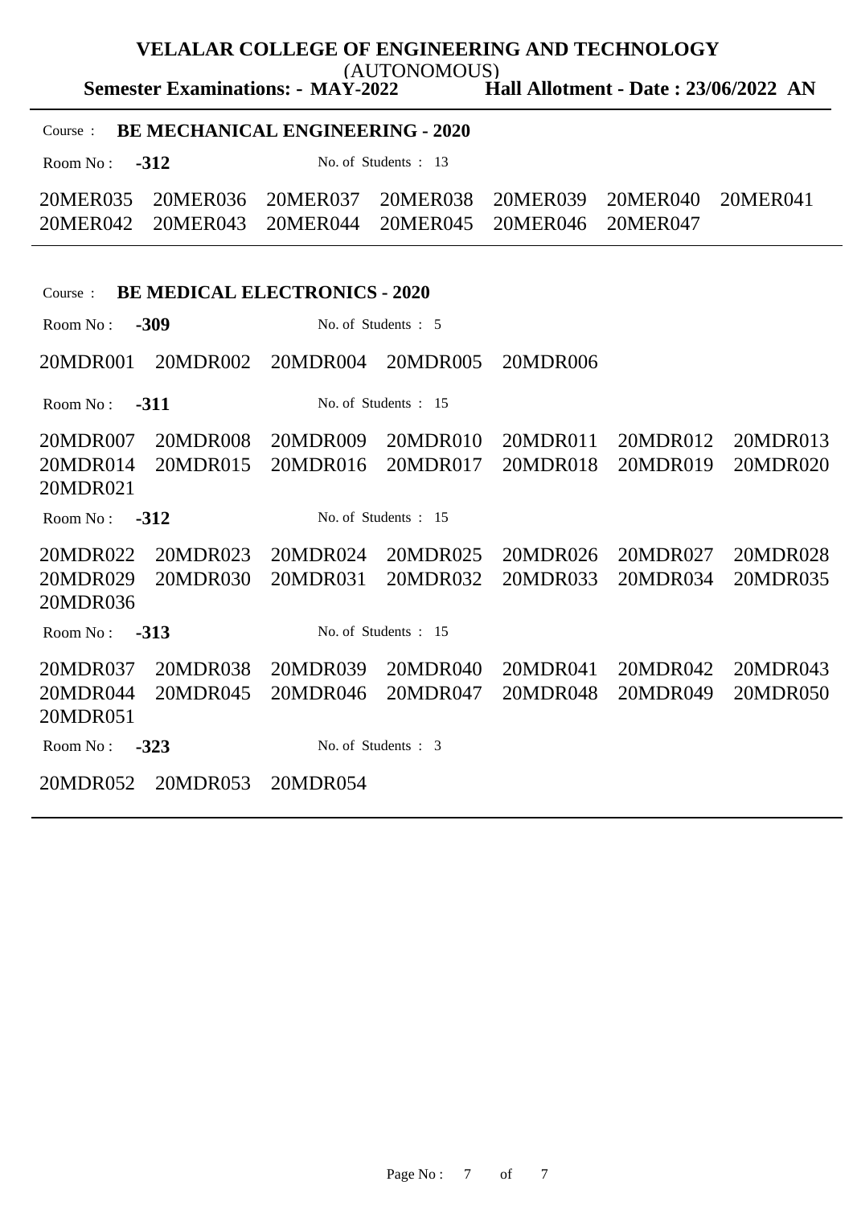# VELALAR COLLEGE OF ENGINEERING AND TECHNOLOGY

(AUTONOMOUS)

**Semester Examinations: - MAY-2022** **Hall Allotment - Date : 23/06/2022 AN**

Course : **BE MECHANICAL ENGINEERING - 2020**

Room No : **-312** No. of Students : 13

20MER035 20MER036 20MER037 20MER038 20MER039 20MER040 20MER041
20MER042 20MER043 20MER044 20MER045 20MER046 20MER047

Course : **BE MEDICAL ELECTRONICS - 2020**

Room No : **-309** No. of Students : 5

20MDR001 20MDR002 20MDR004 20MDR005 20MDR006

Room No : **-311** No. of Students : 15

20MDR007 20MDR008 20MDR009 20MDR010 20MDR011 20MDR012 20MDR013
20MDR014 20MDR015 20MDR016 20MDR017 20MDR018 20MDR019 20MDR020
20MDR021

Room No : **-312** No. of Students : 15

20MDR022 20MDR023 20MDR024 20MDR025 20MDR026 20MDR027 20MDR028
20MDR029 20MDR030 20MDR031 20MDR032 20MDR033 20MDR034 20MDR035
20MDR036

Room No : **-313** No. of Students : 15

20MDR037 20MDR038 20MDR039 20MDR040 20MDR041 20MDR042 20MDR043
20MDR044 20MDR045 20MDR046 20MDR047 20MDR048 20MDR049 20MDR050
20MDR051

Room No : **-323** No. of Students : 3

20MDR052 20MDR053 20MDR054